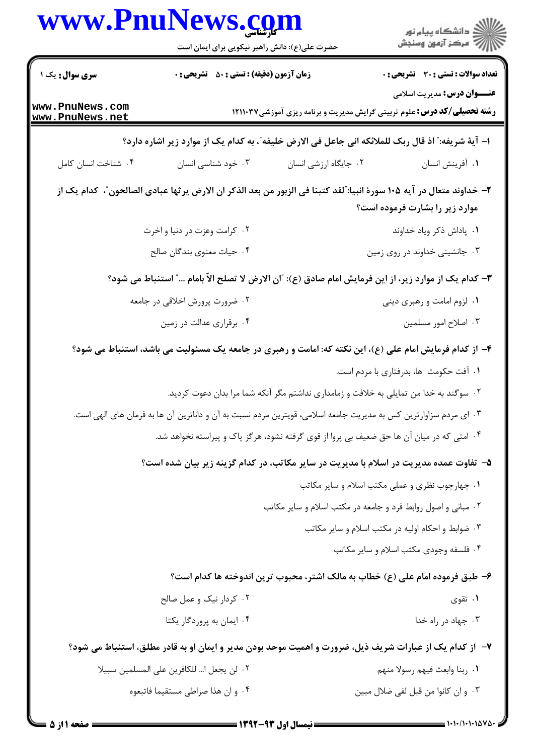کارشناسی

حضرت علی(ع): دانش راهبر نیکویی برای ایمان است

**سری سوال:** یک ۱

**زمان آزمون (دقیقه) : تستی : ۵۰ تشریحی : ۰**

**تعداد سوالات : تستی : ۳۰ تشریحی : ۰**

**عنـــوان درس:** مدیریت اسلامی

**رشته تحصیلی/کد درس:** علوم تربیتی گرایش مدیریت و برنامه ریزی آموزشی۱۲۱۱۰۳۷

**۱- آیهٔ شریفه:" اذ قال ربک للملائکه انی جاعل فی الارض خلیفه"، به کدام یک از موارد زیر اشاره دارد؟**

۱. آفرینش انسان

۲. جایگاه ارزشی انسان

۳. خود شناسی انسان

۴. شناخت انسان کامل

**۲- خداوند متعال در آیه ۱۰۵ سورهٔ انبیا:"لقد کتبنا فی الزبور من بعد الذکر ان الارض یرثها عبادی الصالحون"، کدام یک از موارد زیر را بشارت فرموده است؟**

۱. پاداش ذکر ویاد خداوند

۲. کرامت وعزت در دنیا و اخرت

۳. جانشینی خداوند در روی زمین

۴. حیات معنوی بندگان صالح

**۳- کدام یک از موارد زیر، از این فرمایش امام صادق (ع): "ان الارض لا تصلح الاّ بامام ..." استنباط می شود؟**

۱. لزوم امامت و رهبری دینی

۲. ضرورت پرورش اخلاقی در جامعه

۳. اصلاح امور مسلمین

۴. برقراری عدالت در زمین

**۴- از کدام فرمایش امام علی (ع)، این نکته که: امامت و رهبری در جامعه یک مسئولیت می باشد، استنباط می شود؟**

۱. آفت حکومت ها، بدرفتاری با مردم است.

۲. سوگند به خدا من تمایلی به خلافت و زمامداری نداشتم مگر آنکه شما مرا بدان دعوت کردید.

۳. ای مردم سزاوارترین کس به مدیریت جامعه اسلامی، قویترین مردم نسبت به آن و داناترین آن ها به فرمان های الهی است.

۴. امتی که در میان آن ها حق ضعیف بی پروا از قوی گرفته نشود، هرگز پاک و پیراسته نخواهد شد.

**۵- تفاوت عمده مدیریت در اسلام با مدیریت در سایر مکاتب، در کدام گزینه زیر بیان شده است؟**

۱. چهارچوب نظری و عملی مکتب اسلام و سایر مکاتب

۲. مبانی و اصول روابط فرد و جامعه در مکتب اسلام و سایر مکاتب

۳. ضوابط و احکام اولیه در مکتب اسلام و سایر مکاتب

۴. فلسفه وجودی مکتب اسلام و سایر مکاتب

**۶- طبق فرموده امام علی (ع) خطاب به مالک اشتر، محبوب ترین اندوخته ها کدام است؟**

۱. تقوی

۲. کردار نیک و عمل صالح

۳. جهاد در راه خدا

۴. ایمان به پروردگار یکتا

**۷- از کدام یک از عبارات شریف ذیل، ضرورت و اهمیت موحد بودن مدیر و ایمان او به قادر مطلق، استنباط می شود؟**

۱. ربنا وابعث فیهم رسولا منهم

۲. لن یجعل ا... للکافرین علی المسلمین سبیلا

۳. و ان کانوا من قبل لفی ضلال مبین

۴. و ان هذا صراطی مستقیما فاتبعوه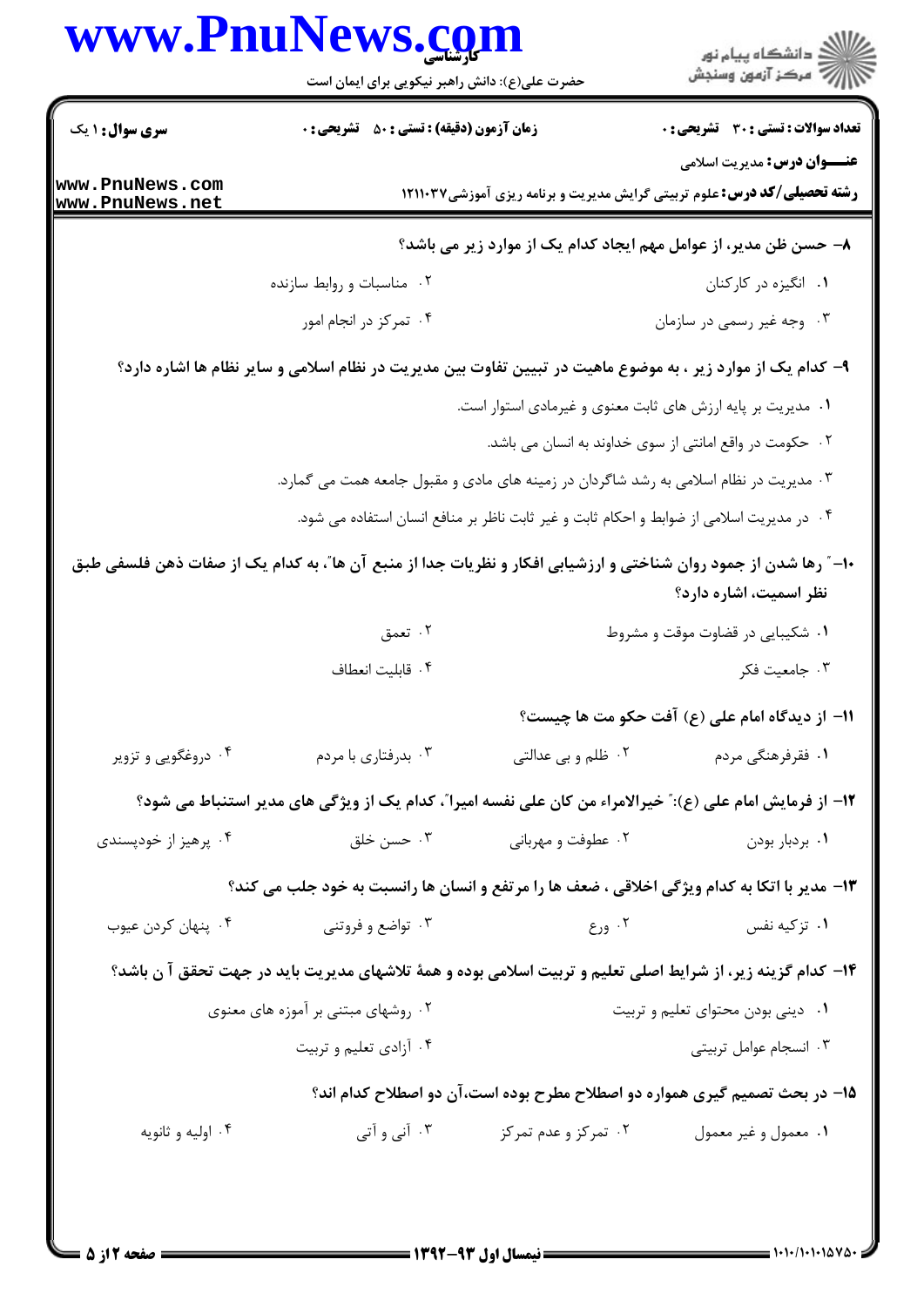**سری سوال:** ۱ یک

**زمان آزمون (دقیقه) : تستی :** ۵۰ **تشریحی :** ۰

**تعداد سوالات : تستی :** ۳۰ **تشریحی :** ۰

**عنـــوان درس:** مدیریت اسلامی

**رشته تحصیلی/کد درس:** علوم تربیتی گرایش مدیریت و برنامه ریزی آموزشی۱۲۱۱۰۳۷

۸- حسن ظن مدیر، از عوامل مهم ایجاد کدام یک از موارد زیر می باشد؟

۱. انگیزه در کارکنان

۲. مناسبات و روابط سازنده

۳. وجه غیر رسمی در سازمان

۴. تمرکز در انجام امور

۹- کدام یک از موارد زیر ، به موضوع ماهیت در تبیین تفاوت بین مدیریت در نظام اسلامی و سایر نظام ها اشاره دارد؟

۱. مدیریت بر پایه ارزش های ثابت معنوی و غیرمادی استوار است.

۲. حکومت در واقع امانتی از سوی خداوند به انسان می باشد.

۳. مدیریت در نظام اسلامی به رشد شاگردان در زمینه های مادی و مقبول جامعه همت می گمارد.

۴. در مدیریت اسلامی از ضوابط و احکام ثابت و غیر ثابت ناظر بر منافع انسان استفاده می شود.

۱۰- " رها شدن از جمود روان شناختی و ارزشیابی افکار و نظریات جدا از منبع آن ها"، به کدام یک از صفات ذهن فلسفی طبق نظر اسمیت، اشاره دارد؟

۱. شکیبایی در قضاوت موقت و مشروط

۲. تعمق

۳. جامعیت فکر

۴. قابلیت انعطاف

۱۱- از دیدگاه امام علی (ع) آفت حکو مت ها چیست؟

۱. فقرفرهنگی مردم

۲. ظلم و بی عدالتی

۳. بدرفتاری با مردم

۴. دروغگویی و تزویر

۱۲- از فرمایش امام علی (ع):" خیرالامراء من کان علی نفسه امیرا"، کدام یک از ویژگی های مدیر استنباط می شود؟

۱. بردبار بودن

۲. عطوفت و مهربانی

۳. حسن خلق

۴. پرهیز از خودپسندی

۱۳- مدیر با اتکا به کدام ویژگی اخلاقی ، ضعف ها را مرتفع و انسان ها رانسبت به خود جلب می کند؟

۱. تزکیه نفس

۲. ورع

۳. تواضع و فروتنی

۴. پنهان کردن عیوب

۱۴- کدام گزینه زیر، از شرایط اصلی تعلیم و تربیت اسلامی بوده و همهٔ تلاشهای مدیریت باید در جهت تحقق آ ن باشد؟

۱. دینی بودن محتوای تعلیم و تربیت

۲. روشهای مبتنی بر آموزه های معنوی

۳. انسجام عوامل تربیتی

۴. آزادی تعلیم و تربیت

۱۵- در بحث تصمیم گیری همواره دو اصطلاح مطرح بوده است،آن دو اصطلاح کدام اند؟

۱. معمول و غیر معمول

۲. تمرکز و عدم تمرکز

۳. آنی و آتی

۴. اولیه و ثانویه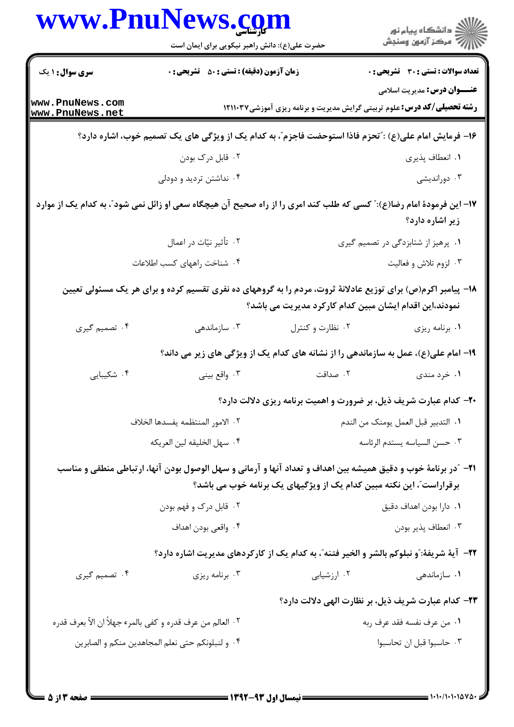۱۶- فرمایش امام علی(ع) :"تحزم فاذا استوحضت فاجزم"، به کدام یک از ویژگی های یک تصمیم خوب، اشاره دارد؟

۱. انعطاف پذیری
۲. قابل درک بودن
۳. دوراندیشی
۴. نداشتن تردید و دودلی

۱۷- این فرمودهٔ امام رضا(ع):" کسی که طلب کند امری را از راه صحیح آن هیچگاه سعی او زائل نمی شود"، به کدام یک از موارد زیر اشاره دارد؟

۱. پرهیز از شتابزدگی در تصمیم گیری
۲. تأثیر نیّات در اعمال
۳. لزوم تلاش و فعالیت
۴. شناخت راههای کسب اطلاعات

۱۸- پیامبر اکرم(ص) برای توزیع عادلانهٔ ثروت، مردم را به گروههای ده نفری تقسیم کرده و برای هر یک مسئولی تعیین نمودند،این اقدام ایشان مبین کدام کارکرد مدیریت می باشد؟

۱. برنامه ریزی
۲. نظارت و کنترل
۳. سازماندهی
۴. تصمیم گیری

۱۹- امام علی(ع)، عمل به سازماندهی را از نشانه های کدام یک از ویژگی های زیر می داند؟

۱. خرد مندی
۲. صداقت
۳. واقع بینی
۴. شکیبایی

۲۰- کدام عبارت شریف ذیل، بر ضرورت و اهمیت برنامه ریزی دلالت دارد؟

۱. التدبیر قبل العمل یومنک من الندم
۲. الامور المنتظمه یفسدها الخلاف
۳. حسن السیاسه یستدم الرئاسه
۴. سهل الخلیقه لین العریکه

۲۱- "در برنامهٔ خوب و دقیق همیشه بین اهداف و تعداد آنها و آرمانی و سهل الوصول بودن آنها، ارتباطی منطقی و مناسب برقراراست"، این نکته مبین کدام یک از ویژگیهای یک برنامه خوب می باشد؟

۱. دارا بودن اهداف دقیق
۲. قابل درک و فهم بودن
۳. انعطاف پذیر بودن
۴. واقعی بودن اهداف

۲۲- آیهٔ شریفهٔ:"و نبلوکم بالشر و الخیر فتنه"، به کدام یک از کارکردهای مدیریت اشاره دارد؟

۱. سازماندهی
۲. ارزشیابی
۳. برنامه ریزی
۴. تصمیم گیری

۲۳- کدام عبارت شریف ذیل، بر نظارت الهی دلالت دارد؟

۱. من عرف نفسه فقد عرف ربه
۲. العالم من عرف قدره و کفی بالمرء جهلاً ان الاّ بعرف قدره
۳. حاسبوا قبل ان تحاسبوا
۴. و لنبلونکم حتی نعلم المجاهدین منکم و الصابرین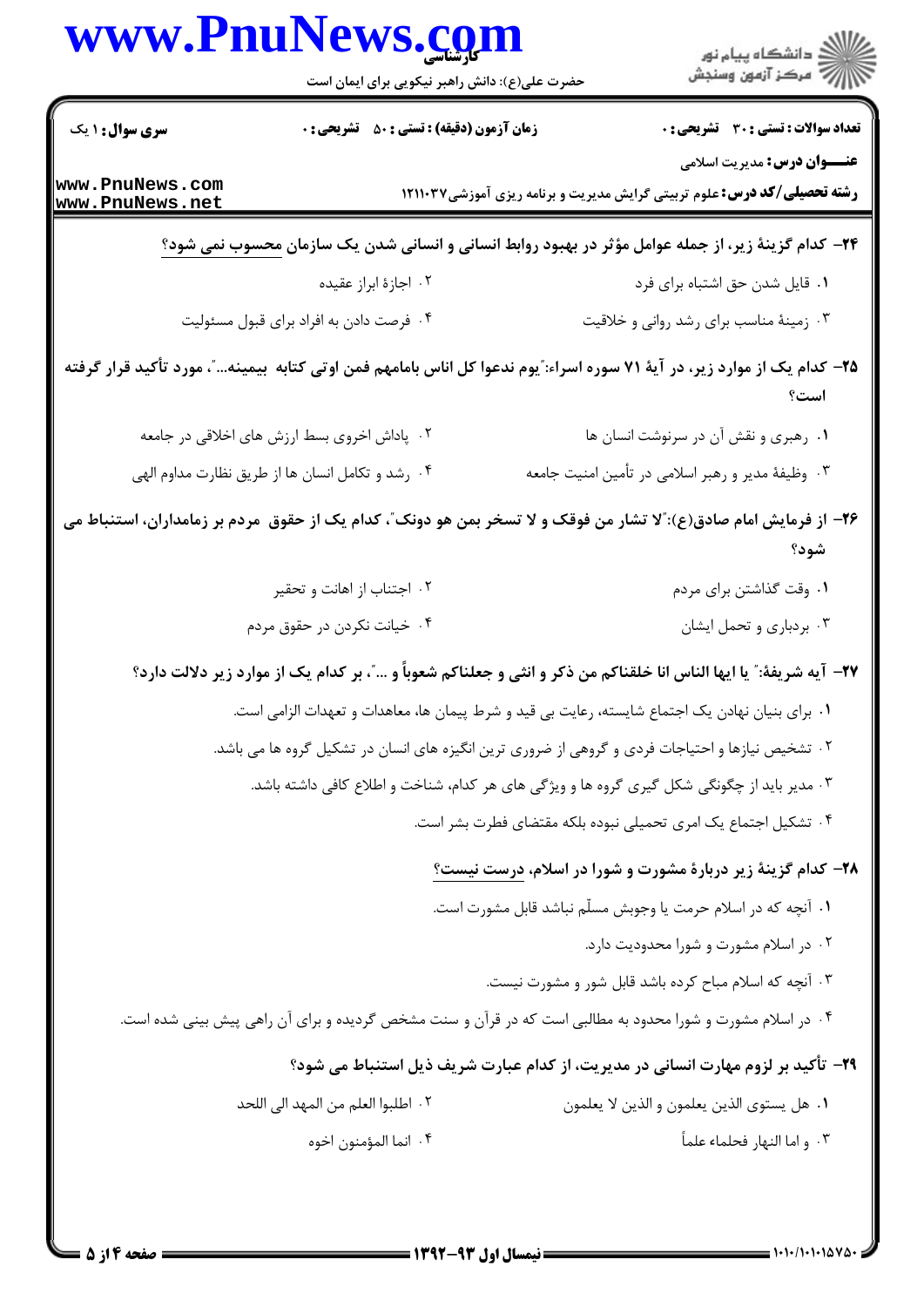۲۴- کدام گزینهٔ زیر، از جمله عوامل مؤثر در بهبود روابط انسانی و انسانی شدن یک سازمان محسوب نمی شود؟

۱. قایل شدن حق اشتباه برای فرد

۲. اجازهٔ ابراز عقیده

۳. زمینهٔ مناسب برای رشد روانی و خلاقیت

۴. فرصت دادن به افراد برای قبول مسئولیت

۲۵- کدام یک از موارد زیر، در آیهٔ ۷۱ سوره اسراء:"یوم ندعوا کل اناس بامامهم فمن اوتی کتابه بیمینه..."، مورد تأکید قرار گرفته است؟

۱. رهبری و نقش آن در سرنوشت انسان ها

۲. پاداش اخروی بسط ارزش های اخلاقی در جامعه

۳. وظیفهٔ مدیر و رهبر اسلامی در تأمین امنیت جامعه

۴. رشد و تکامل انسان ها از طریق نظارت مداوم الهی

۲۶- از فرمایش امام صادق(ع):"لا تشار من فوقک و لا تسخر بمن هو دونک"، کدام یک از حقوق مردم بر زمامداران، استنباط می شود؟

۱. وقت گذاشتن برای مردم

۲. اجتناب از اهانت و تحقیر

۳. بردباری و تحمل ایشان

۴. خیانت نکردن در حقوق مردم

۲۷- آیه شریفهٔ:" یا ایها الناس انا خلقناکم من ذکر و انثی و جعلناکم شعوباً و ..."، بر کدام یک از موارد زیر دلالت دارد؟

۱. برای بنیان نهادن یک اجتماع شایسته، رعایت بی قید و شرط پیمان ها، معاهدات و تعهدات الزامی است.

۲. تشخیص نیازها و احتیاجات فردی و گروهی از ضروری ترین انگیزه های انسان در تشکیل گروه ها می باشد.

۳. مدیر باید از چگونگی شکل گیری گروه ها و ویژگی های هر کدام، شناخت و اطلاع کافی داشته باشد.

۴. تشکیل اجتماع یک امری تحمیلی نبوده بلکه مقتضای فطرت بشر است.

۲۸- کدام گزینهٔ زیر دربارهٔ مشورت و شورا در اسلام، درست نیست؟

۱. آنچه که در اسلام حرمت یا وجوبش مسلّم نباشد قابل مشورت است.

۲. در اسلام مشورت و شورا محدودیت دارد.

۳. آنچه که اسلام مباح کرده باشد قابل شور و مشورت نیست.

۴. در اسلام مشورت و شورا محدود به مطالبی است که در قرآن و سنت مشخص گردیده و برای آن راهی پیش بینی شده است.

۲۹- تأکید بر لزوم مهارت انسانی در مدیریت، از کدام عبارت شریف ذیل استنباط می شود؟

۱. هل یستوی الذین یعلمون و الذین لا یعلمون

۲. اطلبوا العلم من المهد الی اللحد

۳. و اما النهار فحلماء علماً

۴. انما المؤمنون اخوه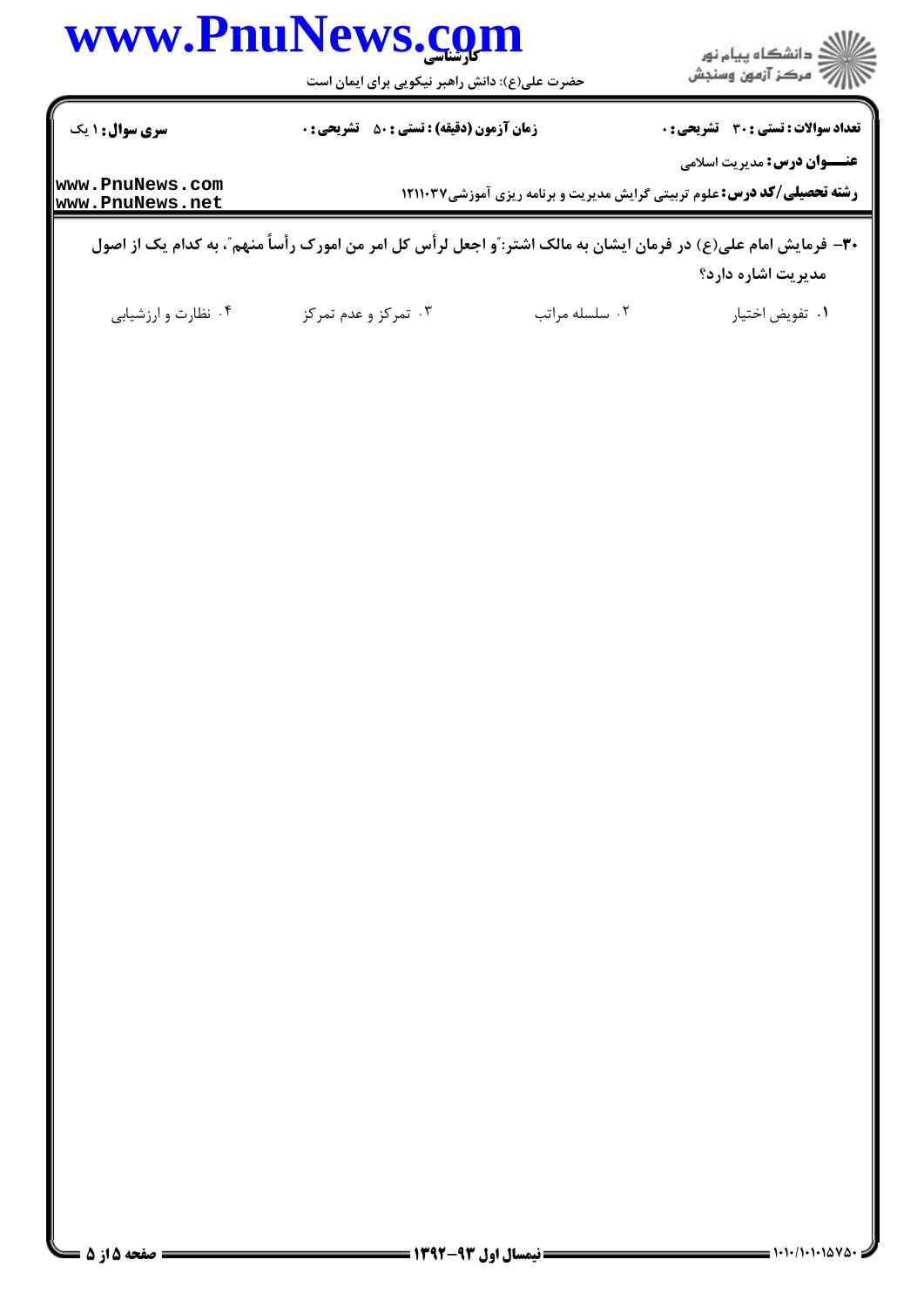**۳۰- فرمایش امام علی(ع) در فرمان ایشان به مالک اشتر:"و اجعل لرأس کل امر من امورک رأساً منهم"، به کدام یک از اصول مدیریت اشاره دارد؟**

۱. تفویض اختیار

۲. سلسله مراتب

۳. تمرکز و عدم تمرکز

۴. نظارت و ارزشیابی